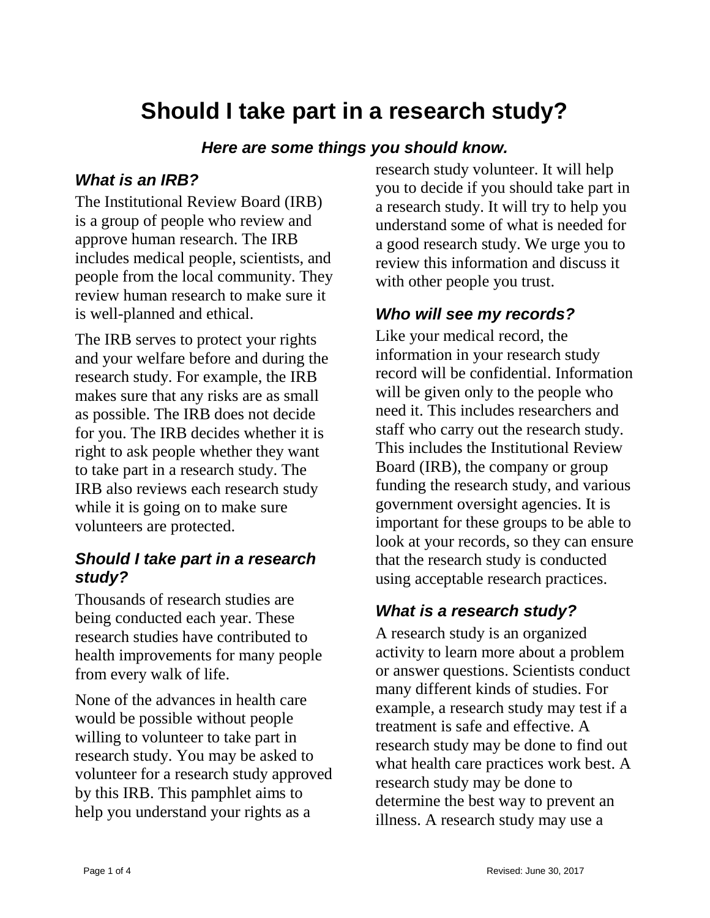# Should I take part in a research study?

***Here are some things you should know.***

### *What is an IRB?*

The Institutional Review Board (IRB) is a group of people who review and approve human research. The IRB includes medical people, scientists, and people from the local community. They review human research to make sure it is well-planned and ethical.

The IRB serves to protect your rights and your welfare before and during the research study. For example, the IRB makes sure that any risks are as small as possible. The IRB does not decide for you. The IRB decides whether it is right to ask people whether they want to take part in a research study. The IRB also reviews each research study while it is going on to make sure volunteers are protected.

### *Should I take part in a research study?*

Thousands of research studies are being conducted each year. These research studies have contributed to health improvements for many people from every walk of life.

None of the advances in health care would be possible without people willing to volunteer to take part in research study. You may be asked to volunteer for a research study approved by this IRB. This pamphlet aims to help you understand your rights as a research study volunteer. It will help you to decide if you should take part in a research study. It will try to help you understand some of what is needed for a good research study. We urge you to review this information and discuss it with other people you trust.

### *Who will see my records?*

Like your medical record, the information in your research study record will be confidential. Information will be given only to the people who need it. This includes researchers and staff who carry out the research study. This includes the Institutional Review Board (IRB), the company or group funding the research study, and various government oversight agencies. It is important for these groups to be able to look at your records, so they can ensure that the research study is conducted using acceptable research practices.

### *What is a research study?*

A research study is an organized activity to learn more about a problem or answer questions. Scientists conduct many different kinds of studies. For example, a research study may test if a treatment is safe and effective. A research study may be done to find out what health care practices work best. A research study may be done to determine the best way to prevent an illness. A research study may use a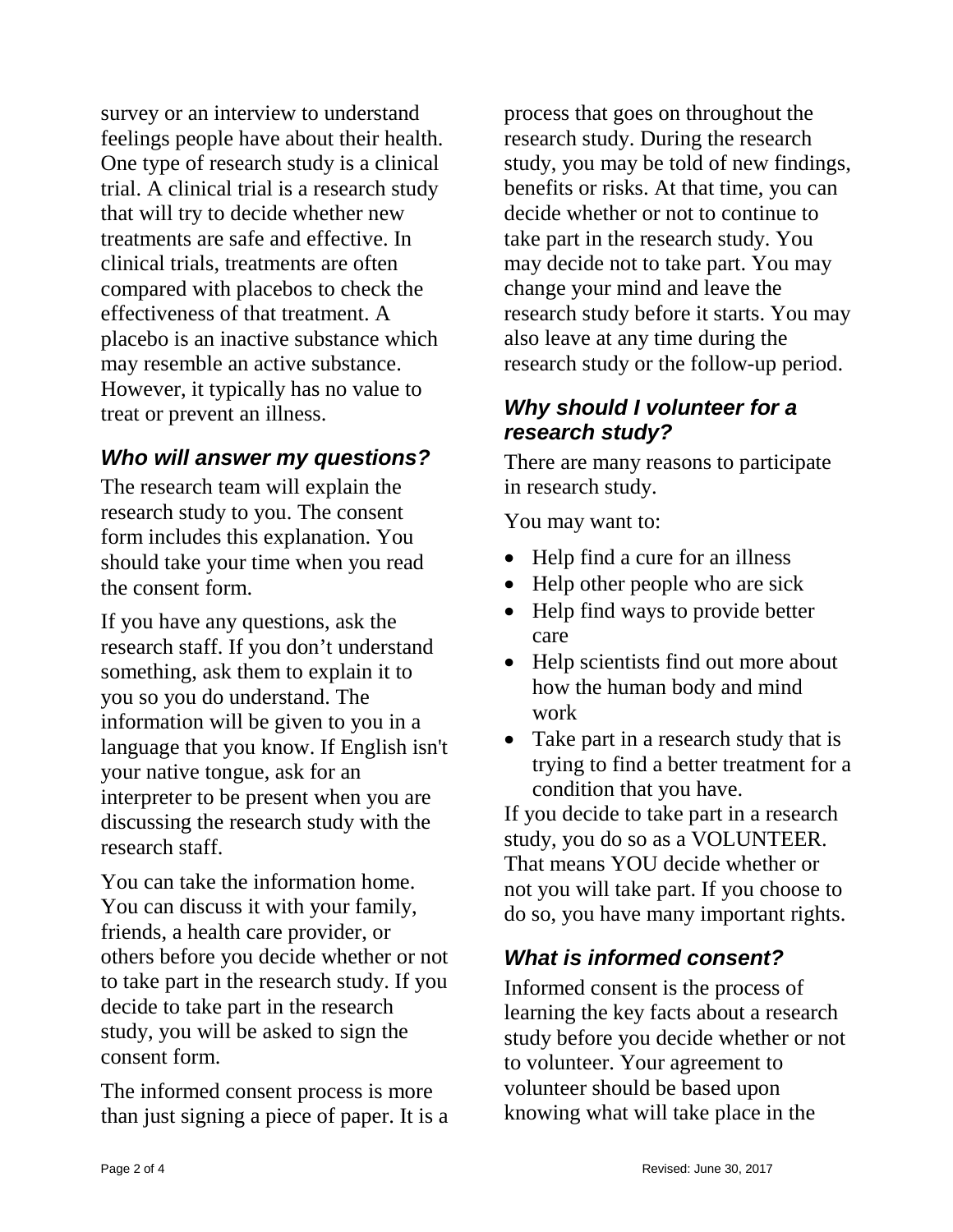survey or an interview to understand feelings people have about their health. One type of research study is a clinical trial. A clinical trial is a research study that will try to decide whether new treatments are safe and effective. In clinical trials, treatments are often compared with placebos to check the effectiveness of that treatment. A placebo is an inactive substance which may resemble an active substance. However, it typically has no value to treat or prevent an illness.

### *Who will answer my questions?*

The research team will explain the research study to you. The consent form includes this explanation. You should take your time when you read the consent form.

If you have any questions, ask the research staff. If you don't understand something, ask them to explain it to you so you do understand. The information will be given to you in a language that you know. If English isn't your native tongue, ask for an interpreter to be present when you are discussing the research study with the research staff.

You can take the information home. You can discuss it with your family, friends, a health care provider, or others before you decide whether or not to take part in the research study. If you decide to take part in the research study, you will be asked to sign the consent form.

The informed consent process is more than just signing a piece of paper. It is a process that goes on throughout the research study. During the research study, you may be told of new findings, benefits or risks. At that time, you can decide whether or not to continue to take part in the research study. You may decide not to take part. You may change your mind and leave the research study before it starts. You may also leave at any time during the research study or the follow-up period.

### *Why should I volunteer for a research study?*

There are many reasons to participate in research study.

You may want to:

- Help find a cure for an illness
- Help other people who are sick
- Help find ways to provide better care
- Help scientists find out more about how the human body and mind work
- Take part in a research study that is trying to find a better treatment for a condition that you have.

If you decide to take part in a research study, you do so as a VOLUNTEER. That means YOU decide whether or not you will take part. If you choose to do so, you have many important rights.

### *What is informed consent?*

Informed consent is the process of learning the key facts about a research study before you decide whether or not to volunteer. Your agreement to volunteer should be based upon knowing what will take place in the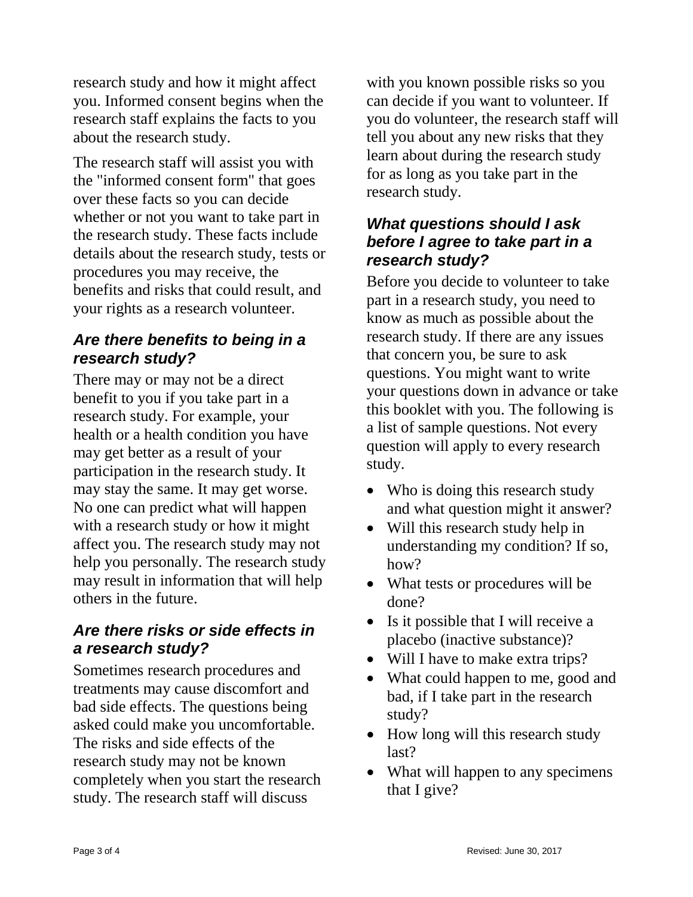research study and how it might affect you. Informed consent begins when the research staff explains the facts to you about the research study.

The research staff will assist you with the "informed consent form" that goes over these facts so you can decide whether or not you want to take part in the research study. These facts include details about the research study, tests or procedures you may receive, the benefits and risks that could result, and your rights as a research volunteer.

### *Are there benefits to being in a research study?*

There may or may not be a direct benefit to you if you take part in a research study. For example, your health or a health condition you have may get better as a result of your participation in the research study. It may stay the same. It may get worse. No one can predict what will happen with a research study or how it might affect you. The research study may not help you personally. The research study may result in information that will help others in the future.

### *Are there risks or side effects in a research study?*

Sometimes research procedures and treatments may cause discomfort and bad side effects. The questions being asked could make you uncomfortable. The risks and side effects of the research study may not be known completely when you start the research study. The research staff will discuss with you known possible risks so you can decide if you want to volunteer. If you do volunteer, the research staff will tell you about any new risks that they learn about during the research study for as long as you take part in the research study.

### *What questions should I ask before I agree to take part in a research study?*

Before you decide to volunteer to take part in a research study, you need to know as much as possible about the research study. If there are any issues that concern you, be sure to ask questions. You might want to write your questions down in advance or take this booklet with you. The following is a list of sample questions. Not every question will apply to every research study.

- Who is doing this research study and what question might it answer?
- Will this research study help in understanding my condition? If so, how?
- What tests or procedures will be done?
- Is it possible that I will receive a placebo (inactive substance)?
- Will I have to make extra trips?
- What could happen to me, good and bad, if I take part in the research study?
- How long will this research study last?
- What will happen to any specimens that I give?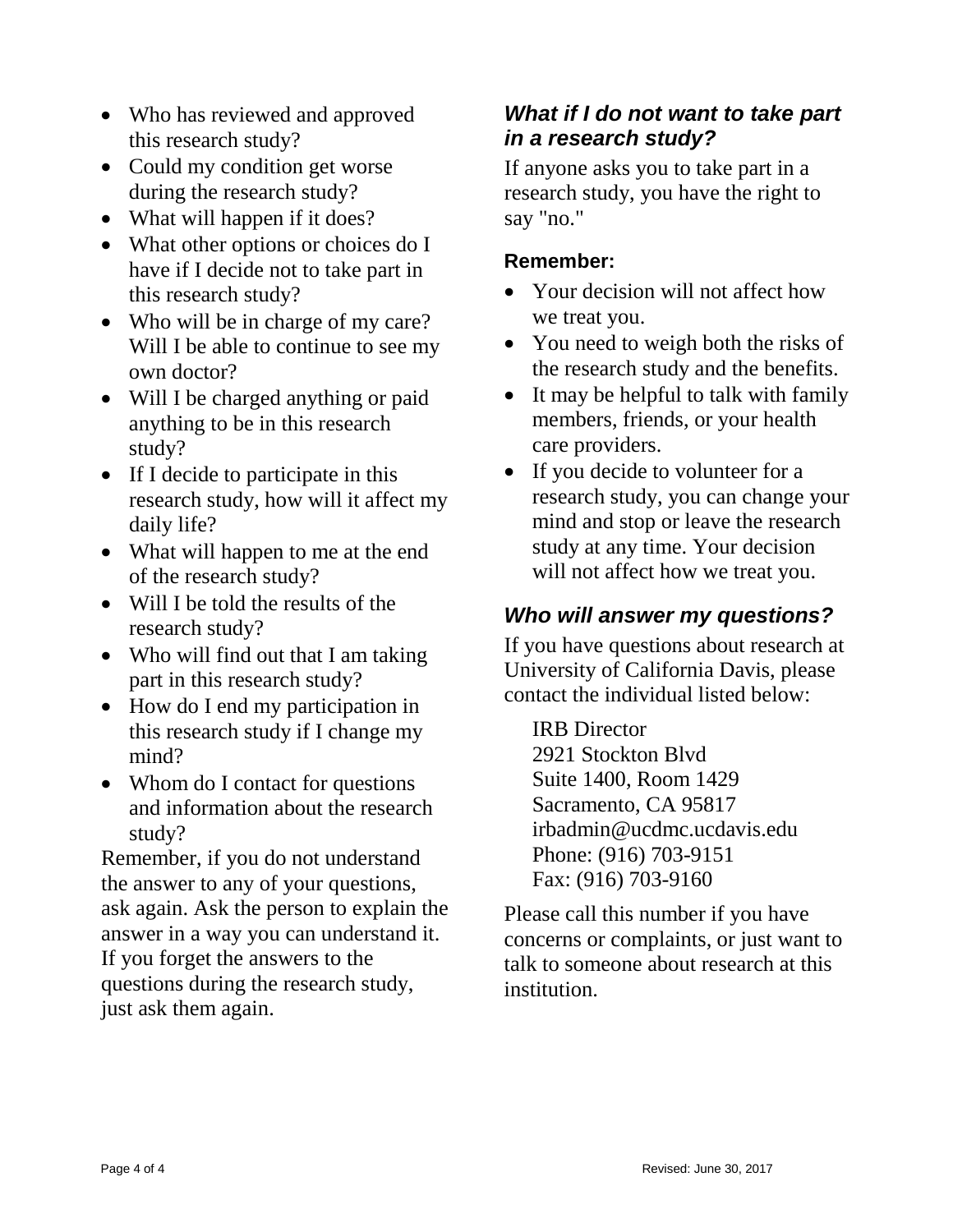- Who has reviewed and approved this research study?
- Could my condition get worse during the research study?
- What will happen if it does?
- What other options or choices do I have if I decide not to take part in this research study?
- Who will be in charge of my care? Will I be able to continue to see my own doctor?
- Will I be charged anything or paid anything to be in this research study?
- If I decide to participate in this research study, how will it affect my daily life?
- What will happen to me at the end of the research study?
- Will I be told the results of the research study?
- Who will find out that I am taking part in this research study?
- How do I end my participation in this research study if I change my mind?
- Whom do I contact for questions and information about the research study?

Remember, if you do not understand the answer to any of your questions, ask again. Ask the person to explain the answer in a way you can understand it. If you forget the answers to the questions during the research study, just ask them again.

### *What if I do not want to take part in a research study?*

If anyone asks you to take part in a research study, you have the right to say "no."

**Remember:**

- Your decision will not affect how we treat you.
- You need to weigh both the risks of the research study and the benefits.
- It may be helpful to talk with family members, friends, or your health care providers.
- If you decide to volunteer for a research study, you can change your mind and stop or leave the research study at any time. Your decision will not affect how we treat you.

### *Who will answer my questions?*

If you have questions about research at University of California Davis, please contact the individual listed below:

IRB Director
2921 Stockton Blvd
Suite 1400, Room 1429
Sacramento, CA 95817
irbadmin@ucdmc.ucdavis.edu
Phone: (916) 703-9151
Fax: (916) 703-9160

Please call this number if you have concerns or complaints, or just want to talk to someone about research at this institution.

Revised: June 30, 2017